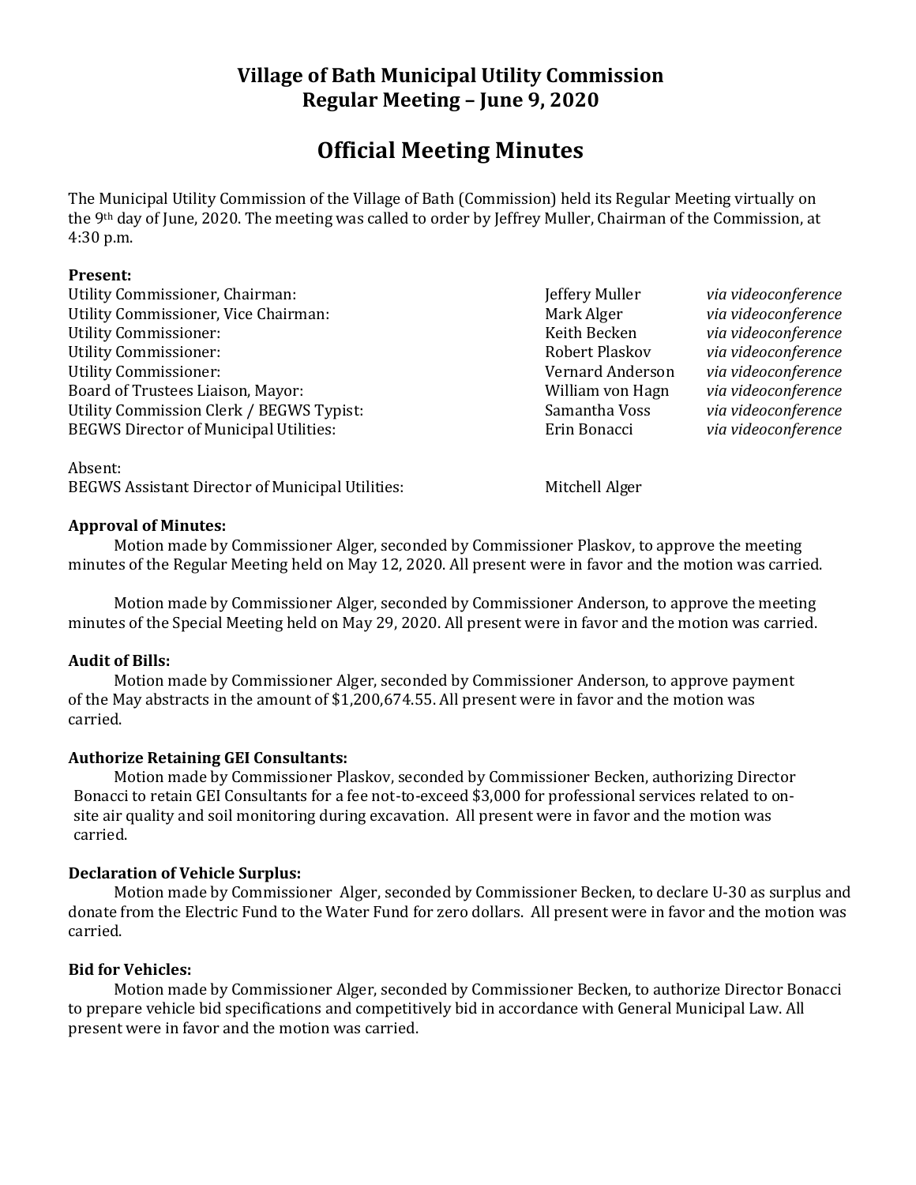# Village of Bath Municipal Utility Commission
## Regular Meeting – June 9, 2020

# Official Meeting Minutes

The Municipal Utility Commission of the Village of Bath (Commission) held its Regular Meeting virtually on the 9th day of June, 2020. The meeting was called to order by Jeffrey Muller, Chairman of the Commission, at 4:30 p.m.

**Present:**

| | | |
|---|---|---|
| Utility Commissioner, Chairman: | Jeffery Muller | *via videoconference* |
| Utility Commissioner, Vice Chairman: | Mark Alger | *via videoconference* |
| Utility Commissioner: | Keith Becken | *via videoconference* |
| Utility Commissioner: | Robert Plaskov | *via videoconference* |
| Utility Commissioner: | Vernard Anderson | *via videoconference* |
| Board of Trustees Liaison, Mayor: | William von Hagn | *via videoconference* |
| Utility Commission Clerk / BEGWS Typist: | Samantha Voss | *via videoconference* |
| BEGWS Director of Municipal Utilities: | Erin Bonacci | *via videoconference* |

Absent:

| | |
|---|---|
| BEGWS Assistant Director of Municipal Utilities: | Mitchell Alger |

**Approval of Minutes:**

Motion made by Commissioner Alger, seconded by Commissioner Plaskov, to approve the meeting minutes of the Regular Meeting held on May 12, 2020. All present were in favor and the motion was carried.

Motion made by Commissioner Alger, seconded by Commissioner Anderson, to approve the meeting minutes of the Special Meeting held on May 29, 2020. All present were in favor and the motion was carried.

**Audit of Bills:**

Motion made by Commissioner Alger, seconded by Commissioner Anderson, to approve payment of the May abstracts in the amount of $1,200,674.55. All present were in favor and the motion was carried.

**Authorize Retaining GEI Consultants:**

Motion made by Commissioner Plaskov, seconded by Commissioner Becken, authorizing Director Bonacci to retain GEI Consultants for a fee not-to-exceed $3,000 for professional services related to on-site air quality and soil monitoring during excavation. All present were in favor and the motion was carried.

**Declaration of Vehicle Surplus:**

Motion made by Commissioner Alger, seconded by Commissioner Becken, to declare U-30 as surplus and donate from the Electric Fund to the Water Fund for zero dollars. All present were in favor and the motion was carried.

**Bid for Vehicles:**

Motion made by Commissioner Alger, seconded by Commissioner Becken, to authorize Director Bonacci to prepare vehicle bid specifications and competitively bid in accordance with General Municipal Law. All present were in favor and the motion was carried.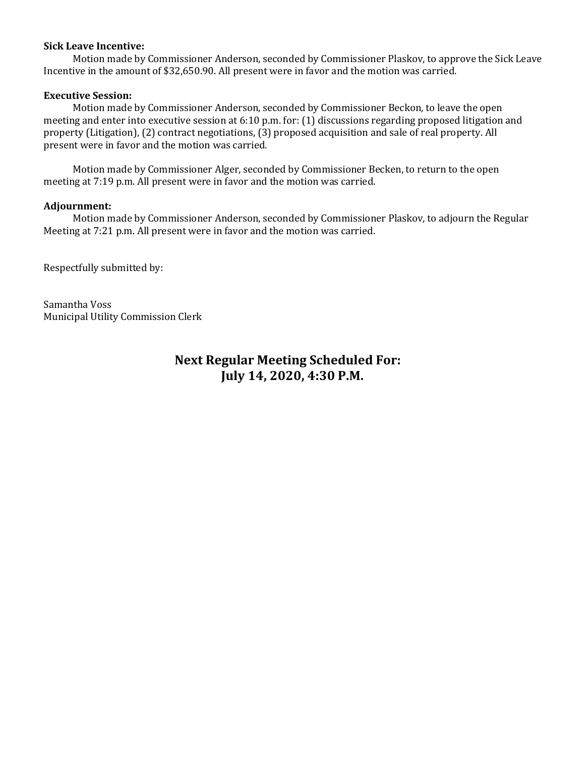**Sick Leave Incentive:**

Motion made by Commissioner Anderson, seconded by Commissioner Plaskov, to approve the Sick Leave Incentive in the amount of $32,650.90. All present were in favor and the motion was carried.

**Executive Session:**

Motion made by Commissioner Anderson, seconded by Commissioner Beckon, to leave the open meeting and enter into executive session at 6:10 p.m. for: (1) discussions regarding proposed litigation and property (Litigation), (2) contract negotiations, (3) proposed acquisition and sale of real property. All present were in favor and the motion was carried.

Motion made by Commissioner Alger, seconded by Commissioner Becken, to return to the open meeting at 7:19 p.m. All present were in favor and the motion was carried.

**Adjournment:**

Motion made by Commissioner Anderson, seconded by Commissioner Plaskov, to adjourn the Regular Meeting at 7:21 p.m. All present were in favor and the motion was carried.

Respectfully submitted by:

Samantha Voss
Municipal Utility Commission Clerk

**Next Regular Meeting Scheduled For:**
**July 14, 2020, 4:30 P.M.**